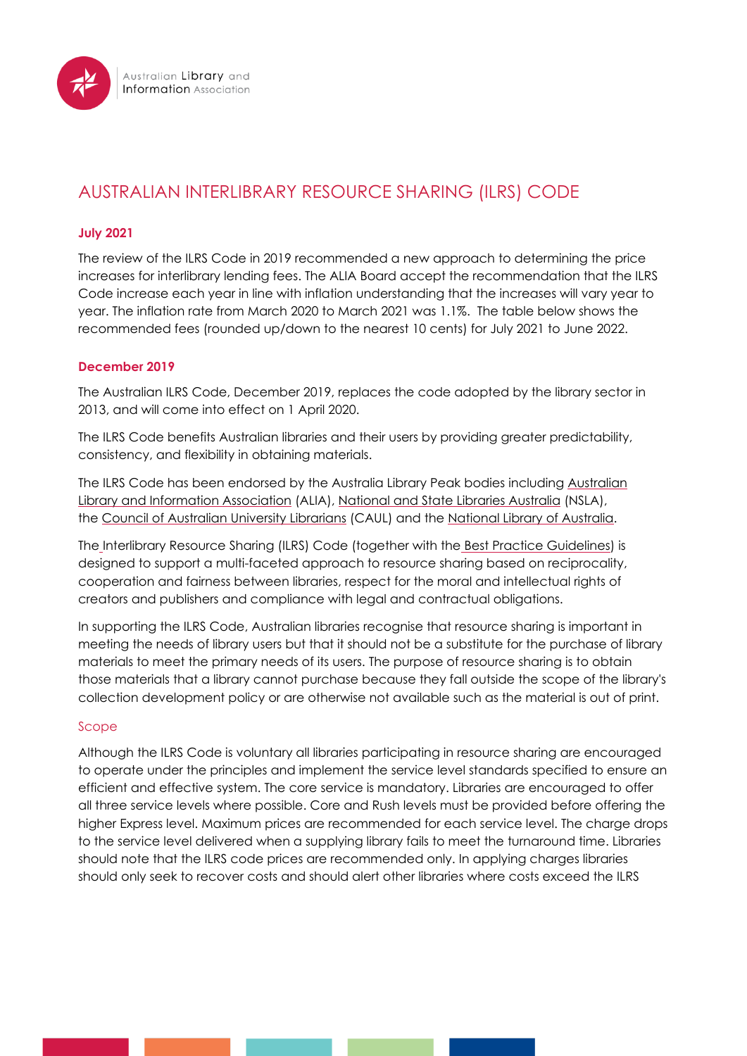# AUSTRALIAN INTERLIBRARY RESOURCE SHARING (ILRS) CODE

### July 2021

The review of the ILRS Code in 2019 recommended a new approach to determining the price increases for interlibrary lending fees. The ALIA Board accept the recommendation that the ILRS Code increase each year in line with inflation understanding that the increases will vary year to year. The inflation rate from March 2020 to March 2021 was 1.1%. The table below shows the recommended fees (rounded up/down to the nearest 10 cents) for July 2021 to June 2022.

### December 2019

The Australian ILRS Code, December 2019, replaces the code adopted by the library sector in 2013, and will come into effect on 1 April 2020.

The ILRS Code benefits Australian libraries and their users by providing greater predictability, consistency, and flexibility in obtaining materials.

The ILRS Code has been endorsed by the Australia Library Peak bodies including Australian Library and Information Association (ALIA), National and State Libraries Australia (NSLA), the Council of Australian University Librarians (CAUL) and the National Library of Australia.

The Interlibrary Resource Sharing (ILRS) Code (together with the Best Practice Guidelines) is designed to support a multi-faceted approach to resource sharing based on reciprocality, cooperation and fairness between libraries, respect for the moral and intellectual rights of creators and publishers and compliance with legal and contractual obligations.

In supporting the ILRS Code, Australian libraries recognise that resource sharing is important in meeting the needs of library users but that it should not be a substitute for the purchase of library materials to meet the primary needs of its users. The purpose of resource sharing is to obtain those materials that a library cannot purchase because they fall outside the scope of the library's collection development policy or are otherwise not available such as the material is out of print.

### Scope

Although the ILRS Code is voluntary all libraries participating in resource sharing are encouraged to operate under the principles and implement the service level standards specified to ensure an efficient and effective system. The core service is mandatory. Libraries are encouraged to offer all three service levels where possible. Core and Rush levels must be provided before offering the higher Express level. Maximum prices are recommended for each service level. The charge drops to the service level delivered when a supplying library fails to meet the turnaround time. Libraries should note that the ILRS code prices are recommended only. In applying charges libraries should only seek to recover costs and should alert other libraries where costs exceed the ILRS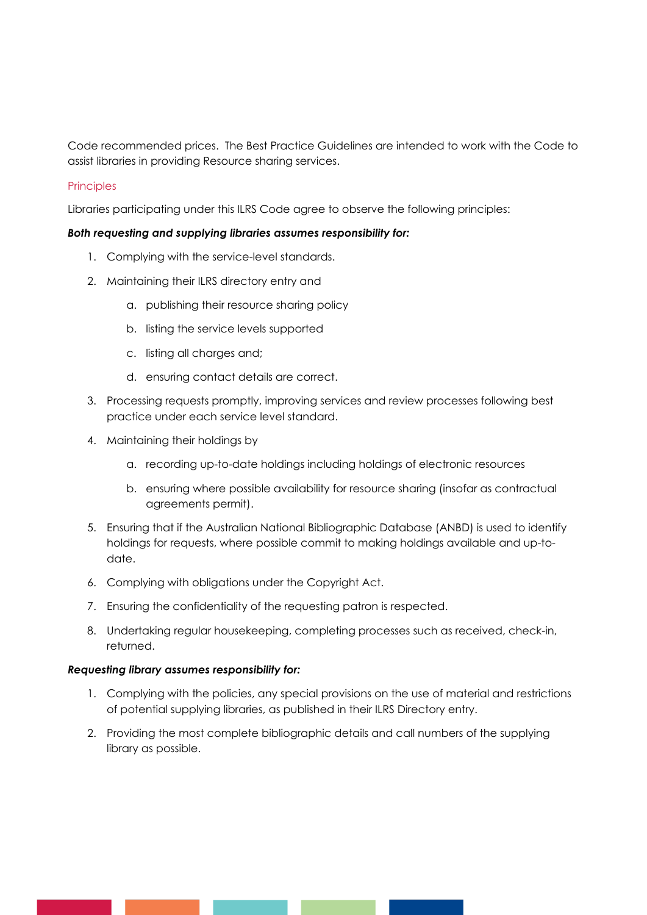Code recommended prices. The Best Practice Guidelines are intended to work with the Code to assist libraries in providing Resource sharing services.

## Principles

Libraries participating under this ILRS Code agree to observe the following principles:

***Both requesting and supplying libraries assumes responsibility for:***

1. Complying with the service-level standards.
2. Maintaining their ILRS directory entry and
    a. publishing their resource sharing policy
    b. listing the service levels supported
    c. listing all charges and;
    d. ensuring contact details are correct.
3. Processing requests promptly, improving services and review processes following best practice under each service level standard.
4. Maintaining their holdings by
    a. recording up-to-date holdings including holdings of electronic resources
    b. ensuring where possible availability for resource sharing (insofar as contractual agreements permit).
5. Ensuring that if the Australian National Bibliographic Database (ANBD) is used to identify holdings for requests, where possible commit to making holdings available and up-to-date.
6. Complying with obligations under the Copyright Act.
7. Ensuring the confidentiality of the requesting patron is respected.
8. Undertaking regular housekeeping, completing processes such as received, check-in, returned.

***Requesting library assumes responsibility for:***

1. Complying with the policies, any special provisions on the use of material and restrictions of potential supplying libraries, as published in their ILRS Directory entry.
2. Providing the most complete bibliographic details and call numbers of the supplying library as possible.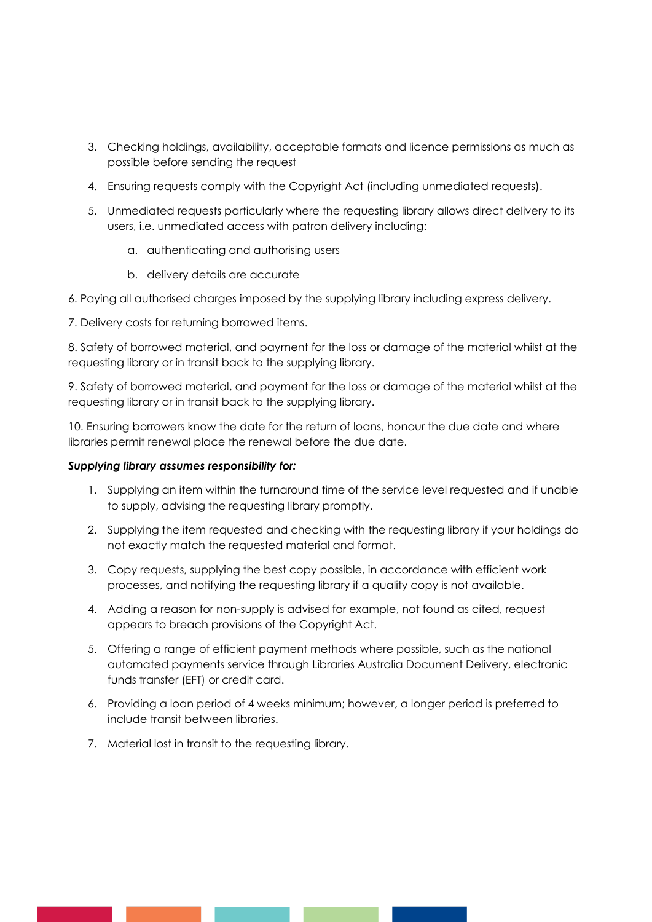3. Checking holdings, availability, acceptable formats and licence permissions as much as possible before sending the request

4. Ensuring requests comply with the Copyright Act (including unmediated requests).

5. Unmediated requests particularly where the requesting library allows direct delivery to its users, i.e. unmediated access with patron delivery including:

    a. authenticating and authorising users

    b. delivery details are accurate

6. Paying all authorised charges imposed by the supplying library including express delivery.

7. Delivery costs for returning borrowed items.

8. Safety of borrowed material, and payment for the loss or damage of the material whilst at the requesting library or in transit back to the supplying library.

9. Safety of borrowed material, and payment for the loss or damage of the material whilst at the requesting library or in transit back to the supplying library.

10. Ensuring borrowers know the date for the return of loans, honour the due date and where libraries permit renewal place the renewal before the due date.

***Supplying library assumes responsibility for:***

1. Supplying an item within the turnaround time of the service level requested and if unable to supply, advising the requesting library promptly.
2. Supplying the item requested and checking with the requesting library if your holdings do not exactly match the requested material and format.
3. Copy requests, supplying the best copy possible, in accordance with efficient work processes, and notifying the requesting library if a quality copy is not available.
4. Adding a reason for non-supply is advised for example, not found as cited, request appears to breach provisions of the Copyright Act.
5. Offering a range of efficient payment methods where possible, such as the national automated payments service through Libraries Australia Document Delivery, electronic funds transfer (EFT) or credit card.
6. Providing a loan period of 4 weeks minimum; however, a longer period is preferred to include transit between libraries.
7. Material lost in transit to the requesting library.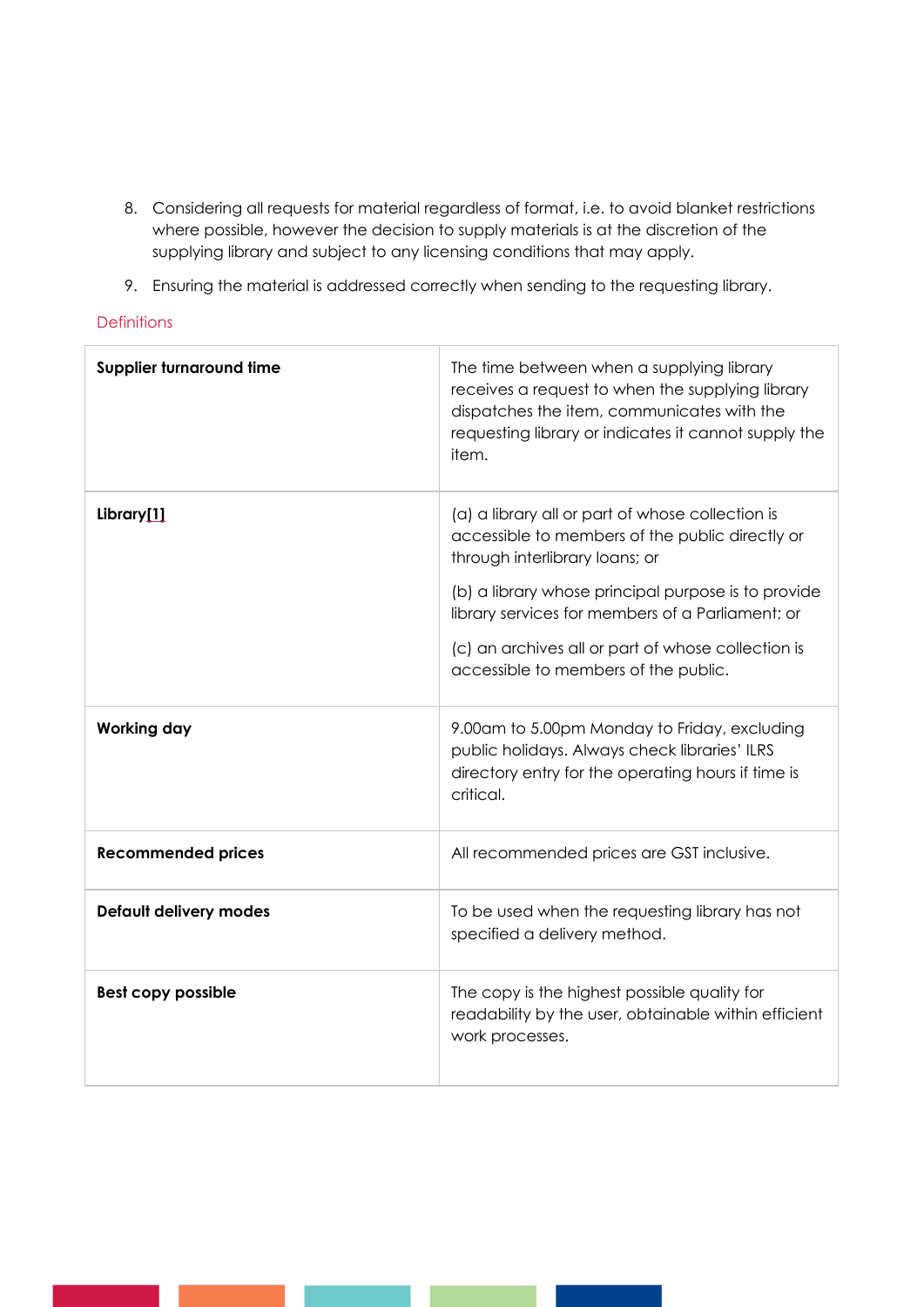8. Considering all requests for material regardless of format, i.e. to avoid blanket restrictions where possible, however the decision to supply materials is at the discretion of the supplying library and subject to any licensing conditions that may apply.

9. Ensuring the material is addressed correctly when sending to the requesting library.

## Definitions

| | |
|---|---|
| **Supplier turnaround time** | The time between when a supplying library receives a request to when the supplying library dispatches the item, communicates with the requesting library or indicates it cannot supply the item. |
| **Library[1]** | (a) a library all or part of whose collection is accessible to members of the public directly or through interlibrary loans; or<br><br>(b) a library whose principal purpose is to provide library services for members of a Parliament; or<br><br>(c) an archives all or part of whose collection is accessible to members of the public. |
| **Working day** | 9.00am to 5.00pm Monday to Friday, excluding public holidays. Always check libraries' ILRS directory entry for the operating hours if time is critical. |
| **Recommended prices** | All recommended prices are GST inclusive. |
| **Default delivery modes** | To be used when the requesting library has not specified a delivery method. |
| **Best copy possible** | The copy is the highest possible quality for readability by the user, obtainable within efficient work processes. |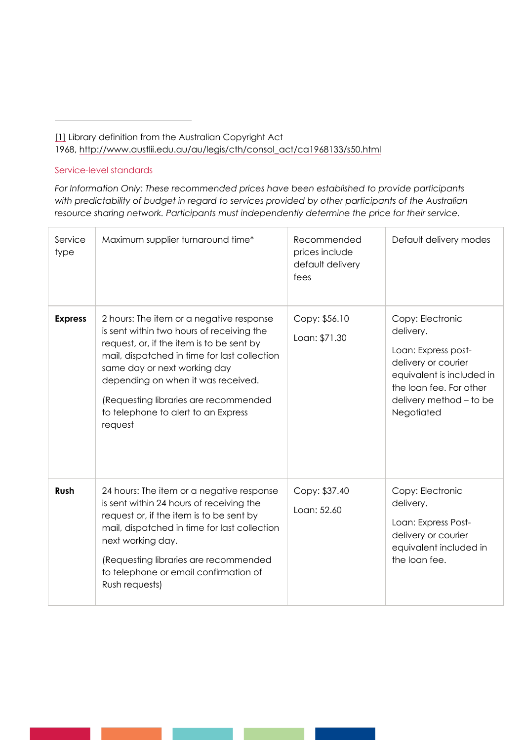[1] Library definition from the Australian Copyright Act 1968, http://www.austlii.edu.au/au/legis/cth/consol_act/ca1968133/s50.html

## Service-level standards

*For Information Only: These recommended prices have been established to provide participants with predictability of budget in regard to services provided by other participants of the Australian resource sharing network. Participants must independently determine the price for their service.*

| Service type | Maximum supplier turnaround time* | Recommended prices include default delivery fees | Default delivery modes |
|---|---|---|---|
| **Express** | 2 hours: The item or a negative response is sent within two hours of receiving the request, or, if the item is to be sent by mail, dispatched in time for last collection same day or next working day depending on when it was received.<br><br>(Requesting libraries are recommended to telephone to alert to an Express request | Copy: $56.10<br><br>Loan: $71.30 | Copy: Electronic delivery.<br><br>Loan: Express post-delivery or courier equivalent is included in the loan fee. For other delivery method – to be Negotiated |
| **Rush** | 24 hours: The item or a negative response is sent within 24 hours of receiving the request or, if the item is to be sent by mail, dispatched in time for last collection next working day.<br><br>(Requesting libraries are recommended to telephone or email confirmation of Rush requests) | Copy: $37.40<br><br>Loan: 52.60 | Copy: Electronic delivery.<br><br>Loan: Express Post-delivery or courier equivalent included in the loan fee. |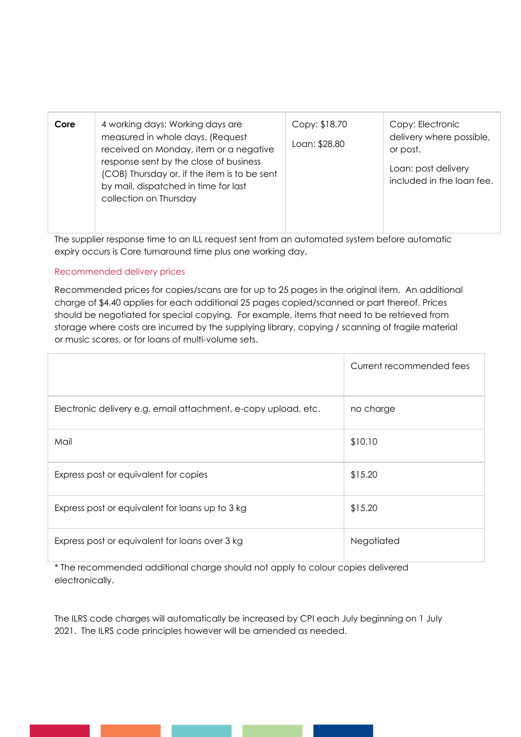| Core | 4 working days: Working days are measured in whole days. (Request received on Monday, item or a negative response sent by the close of business (COB) Thursday or, if the item is to be sent by mail, dispatched in time for last collection on Thursday | Copy: $18.70<br><br>Loan: $28.80 | Copy: Electronic delivery where possible, or post.<br><br>Loan: post delivery included in the loan fee. |
|---|---|---|---|

The supplier response time to an ILL request sent from an automated system before automatic expiry occurs is Core turnaround time plus one working day.

## Recommended delivery prices

Recommended prices for copies/scans are for up to 25 pages in the original item. An additional charge of $4.40 applies for each additional 25 pages copied/scanned or part thereof. Prices should be negotiated for special copying. For example, items that need to be retrieved from storage where costs are incurred by the supplying library, copying / scanning of fragile material or music scores, or for loans of multi-volume sets.

| | Current recommended fees |
|---|---|
| Electronic delivery e.g. email attachment, e-copy upload, etc. | no charge |
| Mail | $10.10 |
| Express post or equivalent for copies | $15.20 |
| Express post or equivalent for loans up to 3 kg | $15.20 |
| Express post or equivalent for loans over 3 kg | Negotiated |

* The recommended additional charge should not apply to colour copies delivered electronically.

The ILRS code charges will automatically be increased by CPI each July beginning on 1 July 2021. The ILRS code principles however will be amended as needed.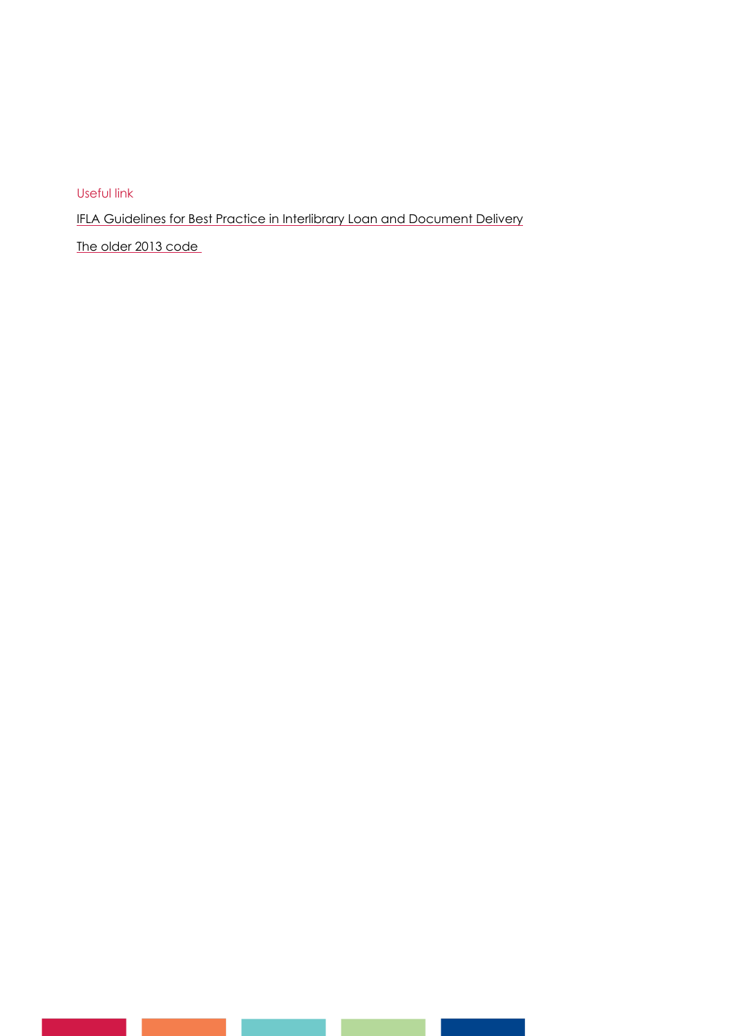Useful link

IFLA Guidelines for Best Practice in Interlibrary Loan and Document Delivery

The older 2013 code